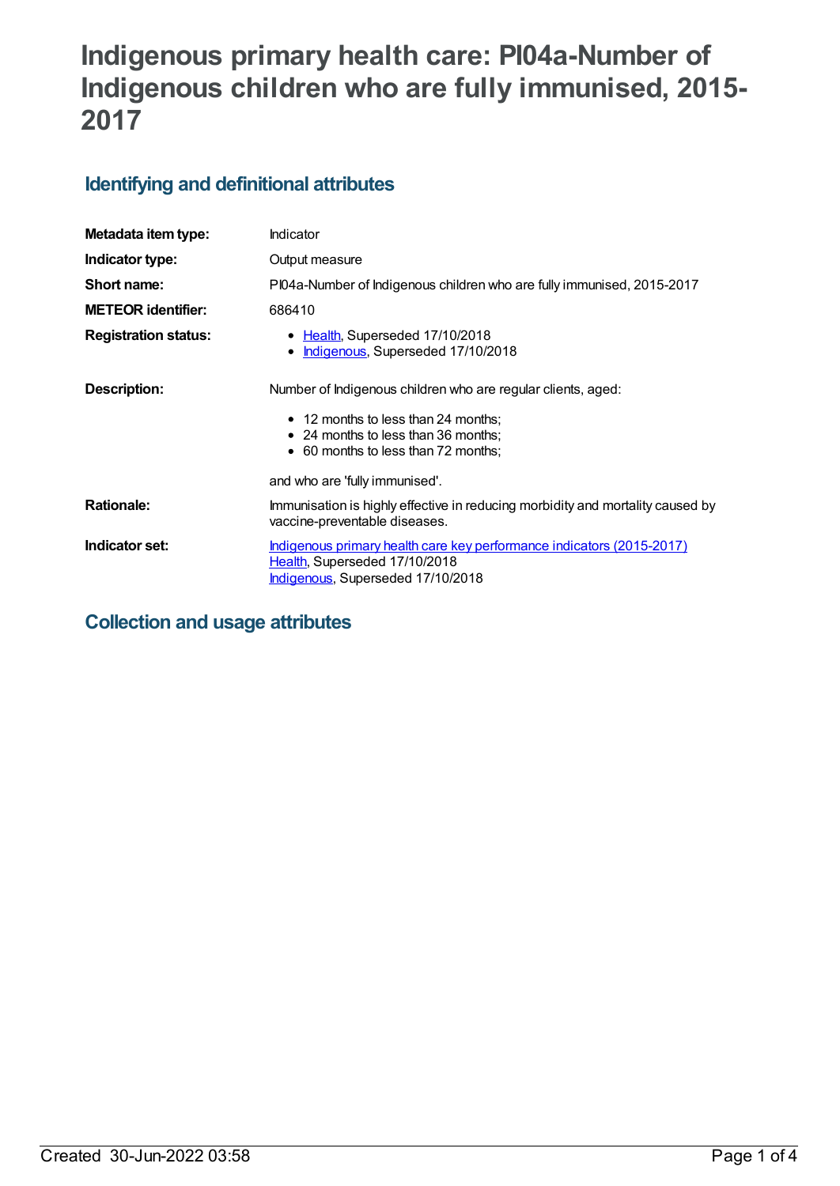# Indigenous primary health care: PI04a-Number of Indigenous children who are fully immunised, 2015-2017

## Identifying and definitional attributes

| | |
|---|---|
| **Metadata item type:** | Indicator |
| **Indicator type:** | Output measure |
| **Short name:** | PI04a-Number of Indigenous children who are fully immunised, 2015-2017 |
| **METEOR identifier:** | 686410 |
| **Registration status:** | • Health, Superseded 17/10/2018<br>• Indigenous, Superseded 17/10/2018 |
| **Description:** | Number of Indigenous children who are regular clients, aged:<br>• 12 months to less than 24 months;<br>• 24 months to less than 36 months;<br>• 60 months to less than 72 months;<br><br>and who are 'fully immunised'. |
| **Rationale:** | Immunisation is highly effective in reducing morbidity and mortality caused by vaccine-preventable diseases. |
| **Indicator set:** | Indigenous primary health care key performance indicators (2015-2017)<br>Health, Superseded 17/10/2018<br>Indigenous, Superseded 17/10/2018 |

## Collection and usage attributes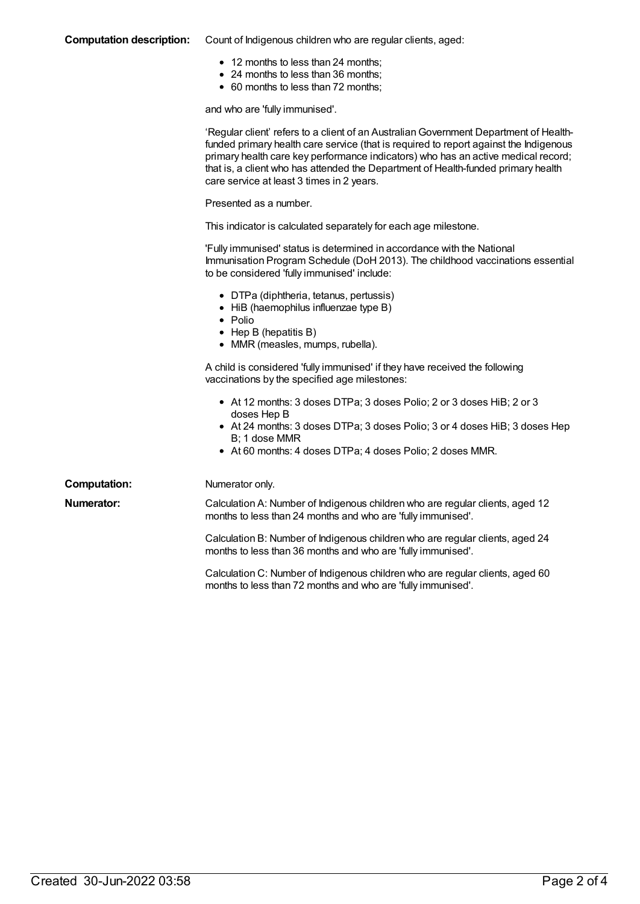**Computation description:** Count of Indigenous children who are regular clients, aged:

- 12 months to less than 24 months;
- 24 months to less than 36 months;
- 60 months to less than 72 months;

and who are 'fully immunised'.

'Regular client' refers to a client of an Australian Government Department of Health-funded primary health care service (that is required to report against the Indigenous primary health care key performance indicators) who has an active medical record; that is, a client who has attended the Department of Health-funded primary health care service at least 3 times in 2 years.

Presented as a number.

This indicator is calculated separately for each age milestone.

'Fully immunised' status is determined in accordance with the National Immunisation Program Schedule (DoH 2013). The childhood vaccinations essential to be considered 'fully immunised' include:

- DTPa (diphtheria, tetanus, pertussis)
- HiB (haemophilus influenzae type B)
- Polio
- Hep B (hepatitis B)
- MMR (measles, mumps, rubella).

A child is considered 'fully immunised' if they have received the following vaccinations by the specified age milestones:

- At 12 months: 3 doses DTPa; 3 doses Polio; 2 or 3 doses HiB; 2 or 3 doses Hep B
- At 24 months: 3 doses DTPa; 3 doses Polio; 3 or 4 doses HiB; 3 doses Hep B; 1 dose MMR
- At 60 months: 4 doses DTPa; 4 doses Polio; 2 doses MMR.

**Computation:** Numerator only.

**Numerator:** Calculation A: Number of Indigenous children who are regular clients, aged 12 months to less than 24 months and who are 'fully immunised'.

Calculation B: Number of Indigenous children who are regular clients, aged 24 months to less than 36 months and who are 'fully immunised'.

Calculation C: Number of Indigenous children who are regular clients, aged 60 months to less than 72 months and who are 'fully immunised'.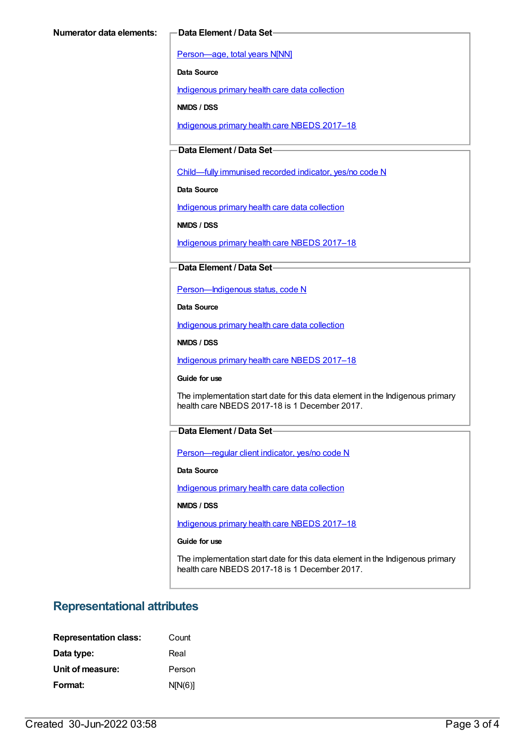**Numerator data elements:**

**Data Element / Data Set**

Person—age, total years N[NN]

**Data Source**

Indigenous primary health care data collection

**NMDS / DSS**

Indigenous primary health care NBEDS 2017–18

**Data Element / Data Set**

Child—fully immunised recorded indicator, yes/no code N

**Data Source**

Indigenous primary health care data collection

**NMDS / DSS**

Indigenous primary health care NBEDS 2017–18

**Data Element / Data Set**

Person—Indigenous status, code N

**Data Source**

Indigenous primary health care data collection

**NMDS / DSS**

Indigenous primary health care NBEDS 2017–18

**Guide for use**

The implementation start date for this data element in the Indigenous primary health care NBEDS 2017-18 is 1 December 2017.

**Data Element / Data Set**

Person—regular client indicator, yes/no code N

**Data Source**

Indigenous primary health care data collection

**NMDS / DSS**

Indigenous primary health care NBEDS 2017–18

**Guide for use**

The implementation start date for this data element in the Indigenous primary health care NBEDS 2017-18 is 1 December 2017.

## Representational attributes

**Representation class:** Count

**Data type:** Real

**Unit of measure:** Person

**Format:** N[N(6)]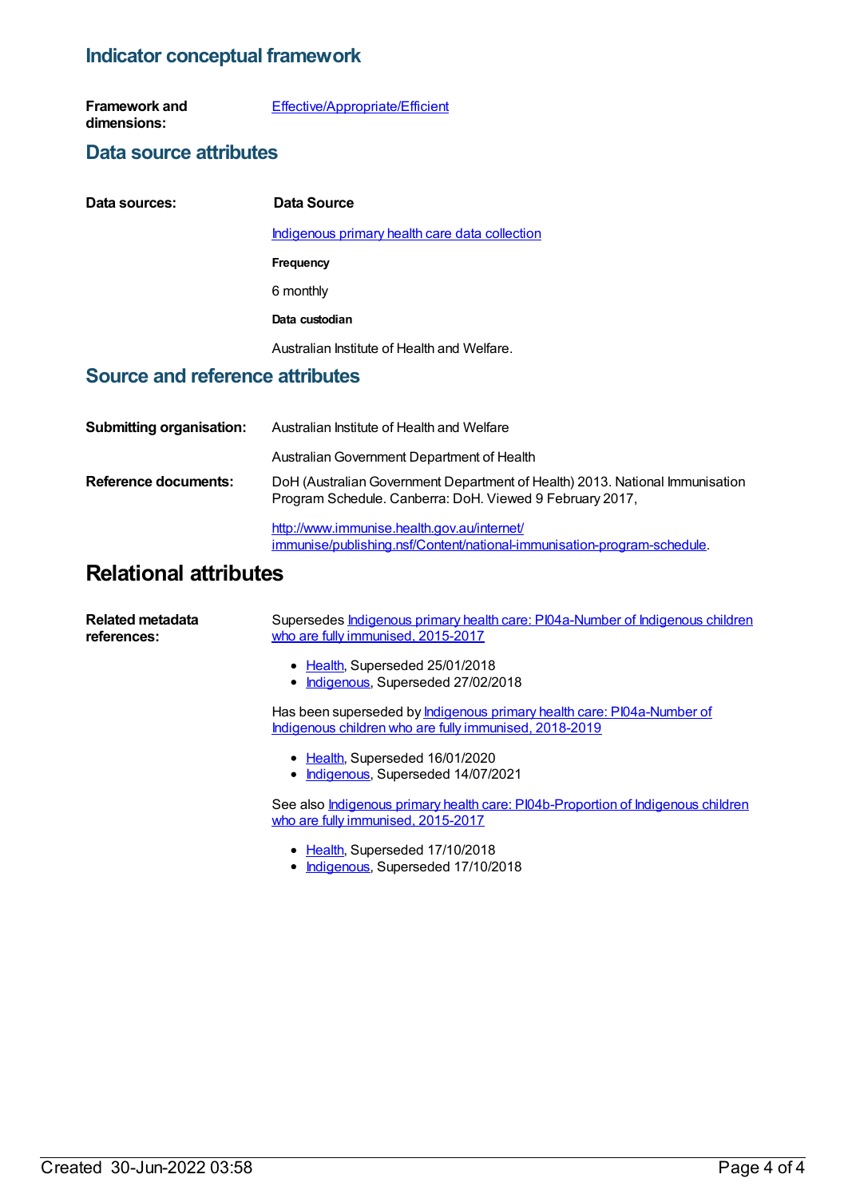## Indicator conceptual framework

**Framework and dimensions:** Effective/Appropriate/Efficient

## Data source attributes

**Data sources:**

**Data Source**

Indigenous primary health care data collection

**Frequency**

6 monthly

**Data custodian**

Australian Institute of Health and Welfare.

## Source and reference attributes

**Submitting organisation:** Australian Institute of Health and Welfare

Australian Government Department of Health

**Reference documents:** DoH (Australian Government Department of Health) 2013. National Immunisation Program Schedule. Canberra: DoH. Viewed 9 February 2017,

http://www.immunise.health.gov.au/internet/immunise/publishing.nsf/Content/national-immunisation-program-schedule.

# Relational attributes

**Related metadata references:**

Supersedes Indigenous primary health care: PI04a-Number of Indigenous children who are fully immunised, 2015-2017

- Health, Superseded 25/01/2018
- Indigenous, Superseded 27/02/2018

Has been superseded by Indigenous primary health care: PI04a-Number of Indigenous children who are fully immunised, 2018-2019

- Health, Superseded 16/01/2020
- Indigenous, Superseded 14/07/2021

See also Indigenous primary health care: PI04b-Proportion of Indigenous children who are fully immunised, 2015-2017

- Health, Superseded 17/10/2018
- Indigenous, Superseded 17/10/2018